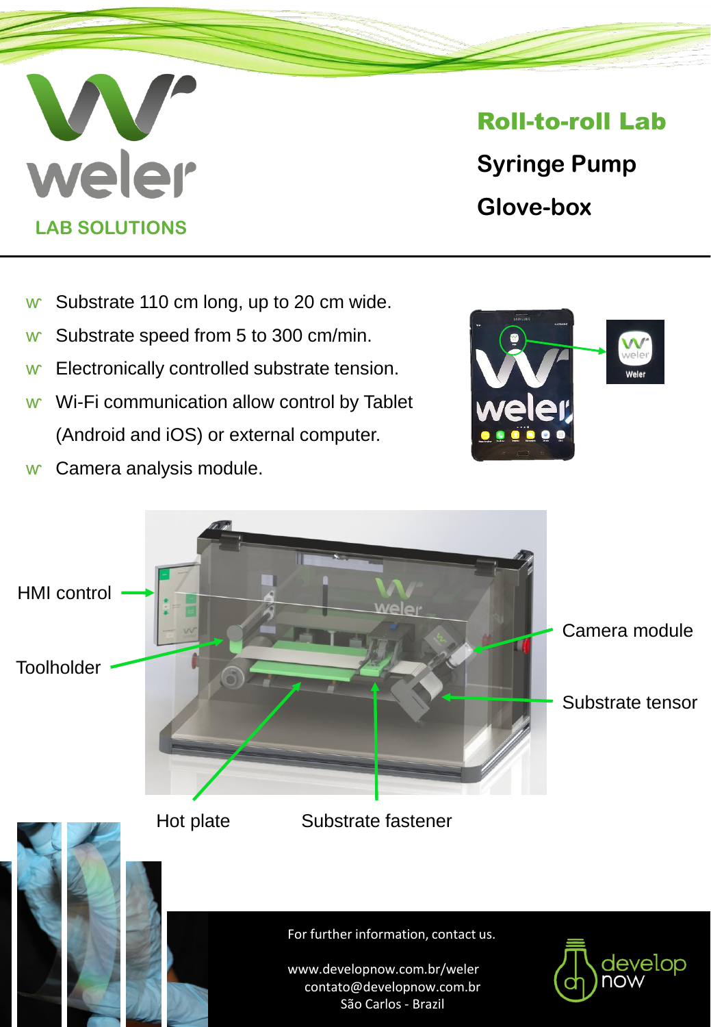weler

LAB SOLUTIONS

# Roll-to-roll Lab

## Syringe Pump

## Glove-box

- Substrate 110 cm long, up to 20 cm wide.
- Substrate speed from 5 to 300 cm/min.
- Electronically controlled substrate tension.
- Wi-Fi communication allow control by Tablet (Android and iOS) or external computer.
- Camera analysis module.

HMI control

Toolholder

Camera module

Substrate tensor

Hot plate

Substrate fastener

For further information, contact us.

www.developnow.com.br/weler
contato@developnow.com.br
São Carlos - Brazil

develop now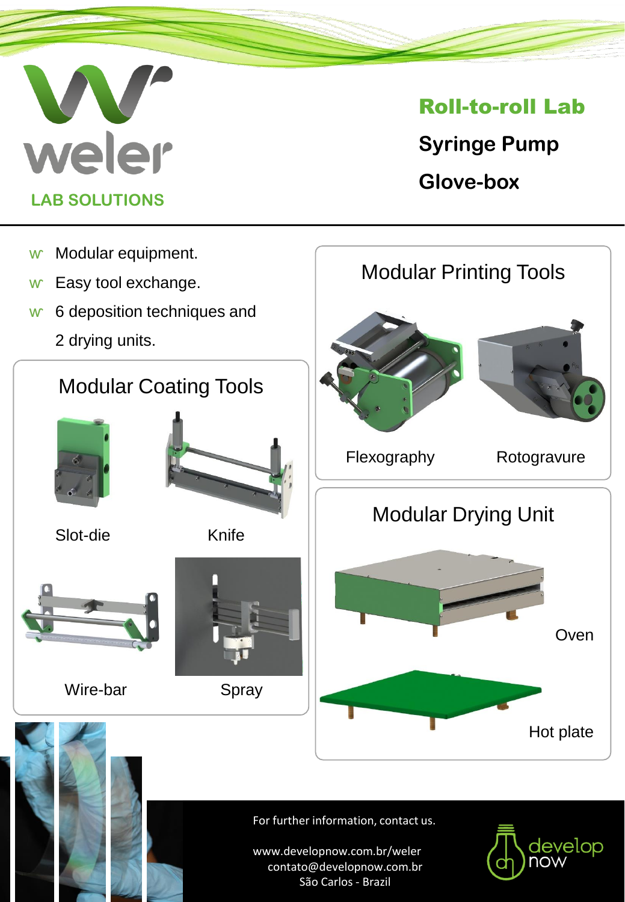weler

LAB SOLUTIONS

## Roll-to-roll Lab

## Syringe Pump

## Glove-box

- Modular equipment.
- Easy tool exchange.
- 6 deposition techniques and 2 drying units.

### Modular Coating Tools

Slot-die

Knife

Wire-bar

Spray

### Modular Printing Tools

Flexography

Rotogravure

### Modular Drying Unit

Oven

Hot plate

For further information, contact us.

www.developnow.com.br/weler
contato@developnow.com.br
São Carlos - Brazil

develop now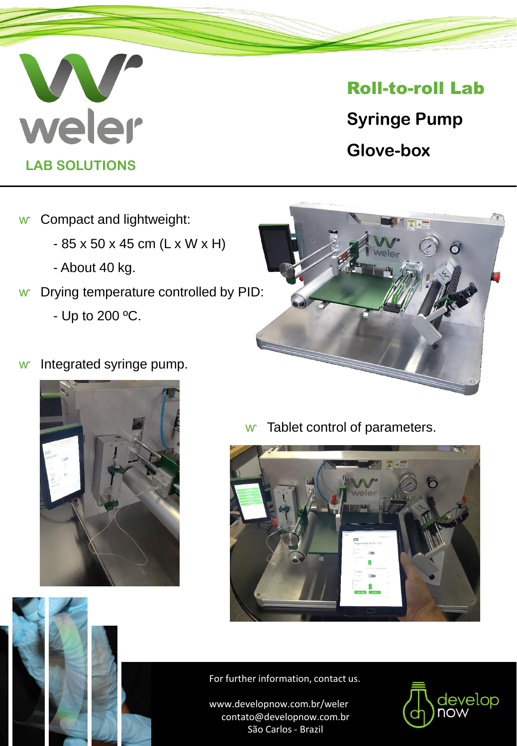weler

LAB SOLUTIONS

## Roll-to-roll Lab

**Syringe Pump**

**Glove-box**

- Compact and lightweight:
  - 85 x 50 x 45 cm (L x W x H)
  - About 40 kg.
- Drying temperature controlled by PID:
  - Up to 200 ºC.
- Integrated syringe pump.
- Tablet control of parameters.

For further information, contact us.

www.developnow.com.br/weler
contato@developnow.com.br
São Carlos - Brazil

develop now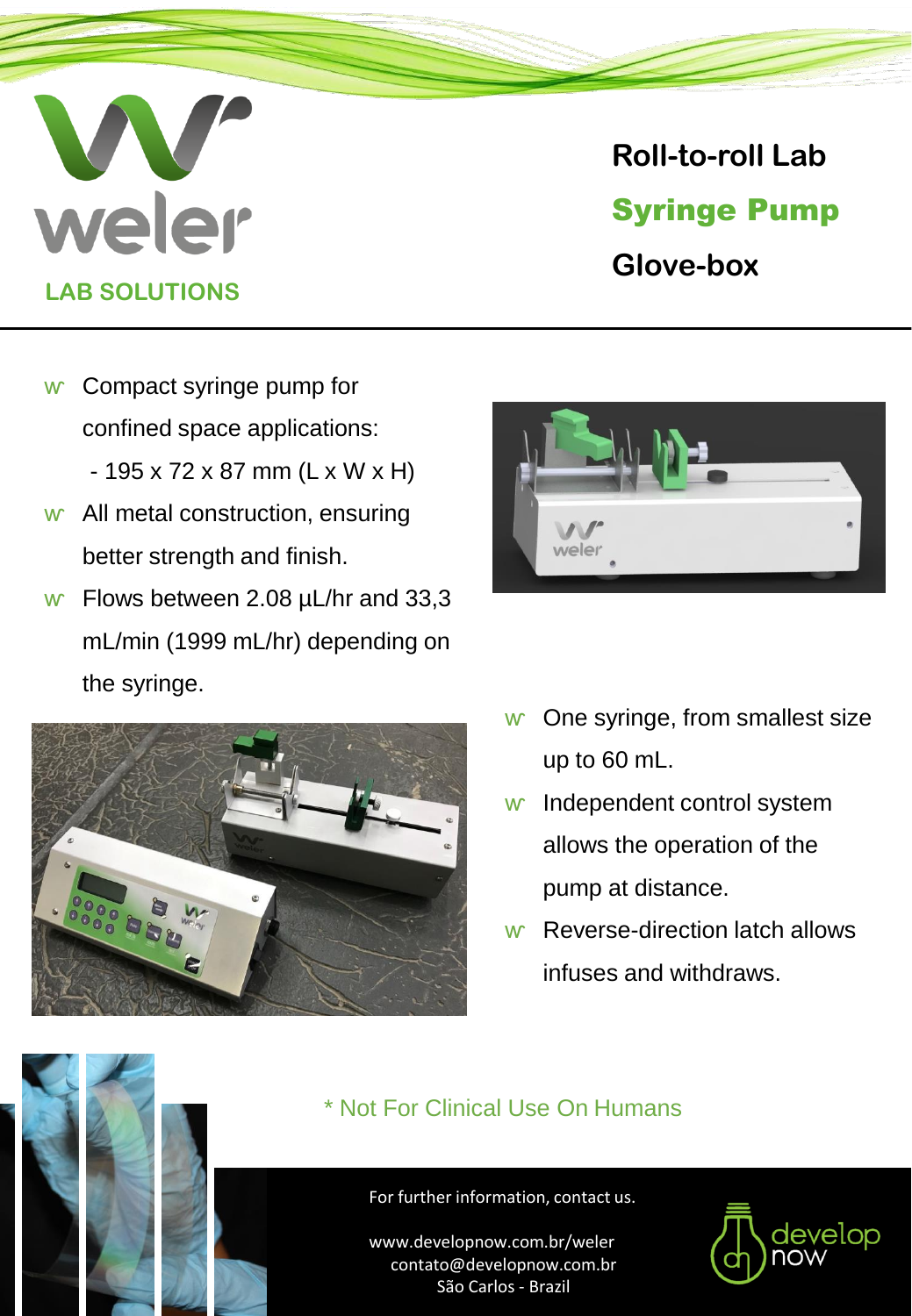weler

LAB SOLUTIONS

# Roll-to-roll Lab

# Syringe Pump

# Glove-box

- Compact syringe pump for confined space applications:
  - 195 x 72 x 87 mm (L x W x H)
- All metal construction, ensuring better strength and finish.
- Flows between 2.08 µL/hr and 33,3 mL/min (1999 mL/hr) depending on the syringe.
- One syringe, from smallest size up to 60 mL.
- Independent control system allows the operation of the pump at distance.
- Reverse-direction latch allows infuses and withdraws.

\* Not For Clinical Use On Humans

For further information, contact us.

www.developnow.com.br/weler
contato@developnow.com.br
São Carlos - Brazil

develop now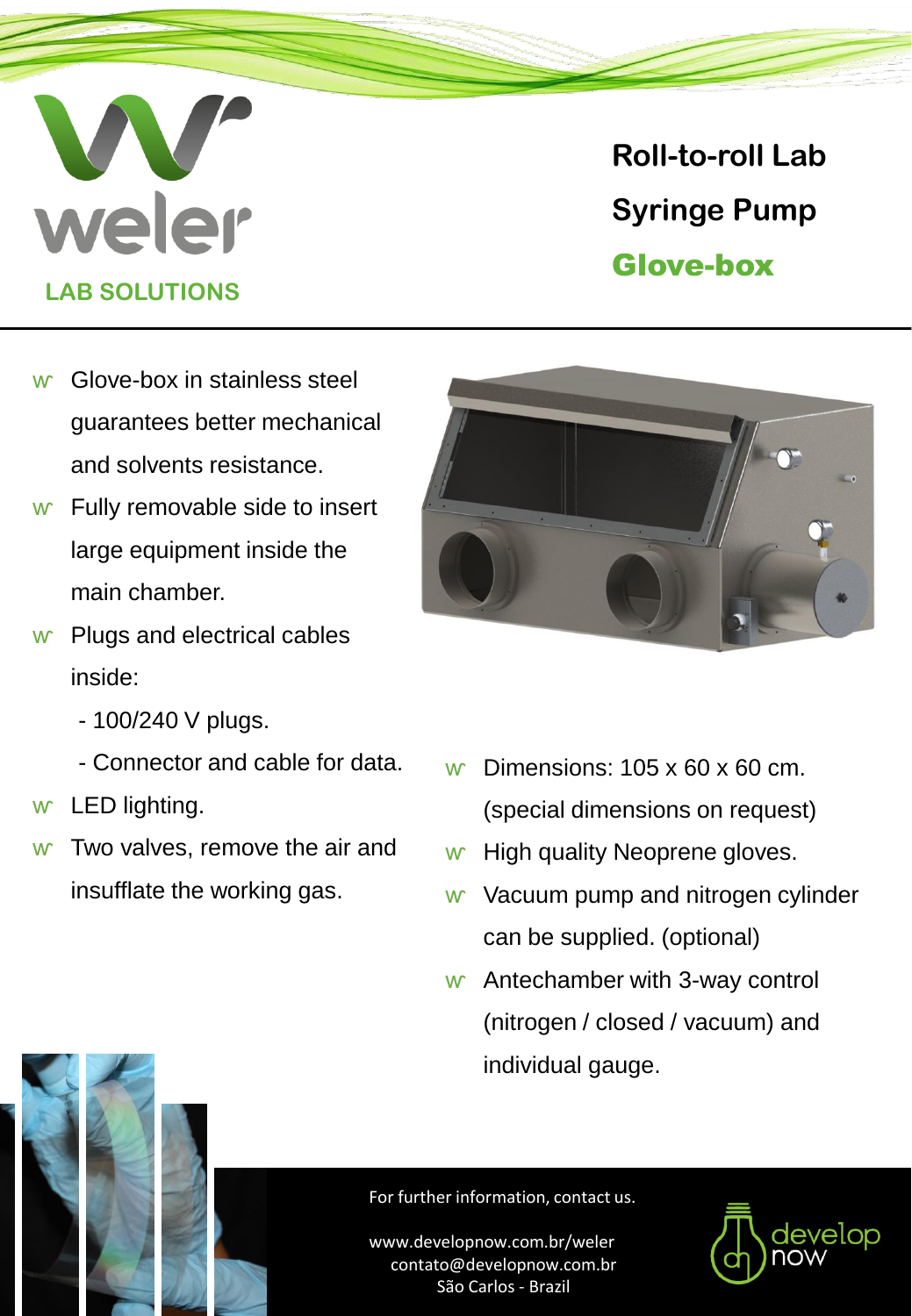weler

LAB SOLUTIONS

# Roll-to-roll Lab

# Syringe Pump

# Glove-box

- Glove-box in stainless steel guarantees better mechanical and solvents resistance.
- Fully removable side to insert large equipment inside the main chamber.
- Plugs and electrical cables inside:
  - 100/240 V plugs.
  - Connector and cable for data.
- LED lighting.
- Two valves, remove the air and insufflate the working gas.
- Dimensions: 105 x 60 x 60 cm. (special dimensions on request)
- High quality Neoprene gloves.
- Vacuum pump and nitrogen cylinder can be supplied. (optional)
- Antechamber with 3-way control (nitrogen / closed / vacuum) and individual gauge.

For further information, contact us.

www.developnow.com.br/weler
contato@developnow.com.br
São Carlos - Brazil

develop now